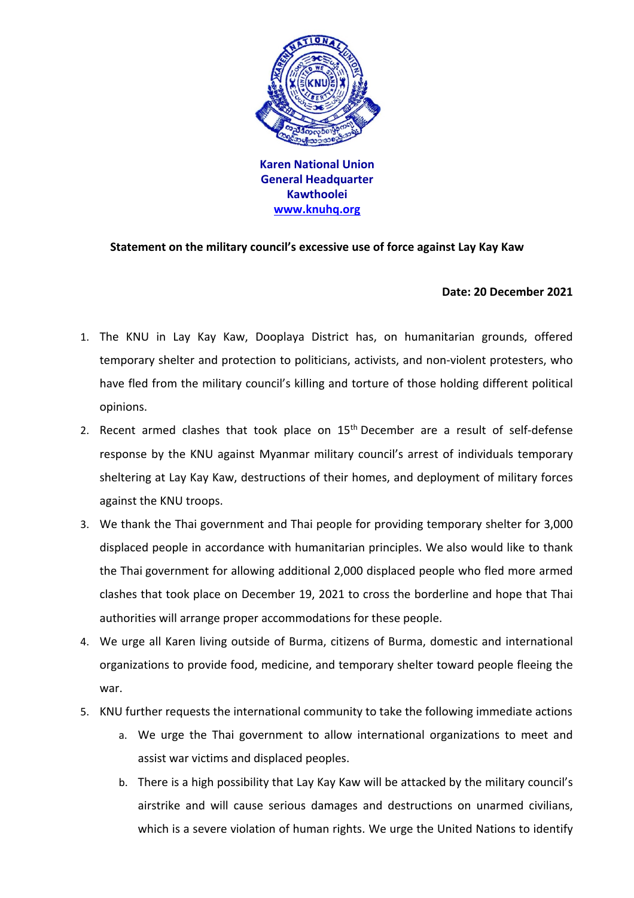**Karen National Union**
**General Headquarter**
**Kawthoolei**
**www.knuhq.org**

## Statement on the military council's excessive use of force against Lay Kay Kaw

**Date: 20 December 2021**

1. The KNU in Lay Kay Kaw, Dooplaya District has, on humanitarian grounds, offered temporary shelter and protection to politicians, activists, and non-violent protesters, who have fled from the military council's killing and torture of those holding different political opinions.
2. Recent armed clashes that took place on 15th December are a result of self-defense response by the KNU against Myanmar military council's arrest of individuals temporary sheltering at Lay Kay Kaw, destructions of their homes, and deployment of military forces against the KNU troops.
3. We thank the Thai government and Thai people for providing temporary shelter for 3,000 displaced people in accordance with humanitarian principles. We also would like to thank the Thai government for allowing additional 2,000 displaced people who fled more armed clashes that took place on December 19, 2021 to cross the borderline and hope that Thai authorities will arrange proper accommodations for these people.
4. We urge all Karen living outside of Burma, citizens of Burma, domestic and international organizations to provide food, medicine, and temporary shelter toward people fleeing the war.
5. KNU further requests the international community to take the following immediate actions
   a. We urge the Thai government to allow international organizations to meet and assist war victims and displaced peoples.
   b. There is a high possibility that Lay Kay Kaw will be attacked by the military council's airstrike and will cause serious damages and destructions on unarmed civilians, which is a severe violation of human rights. We urge the United Nations to identify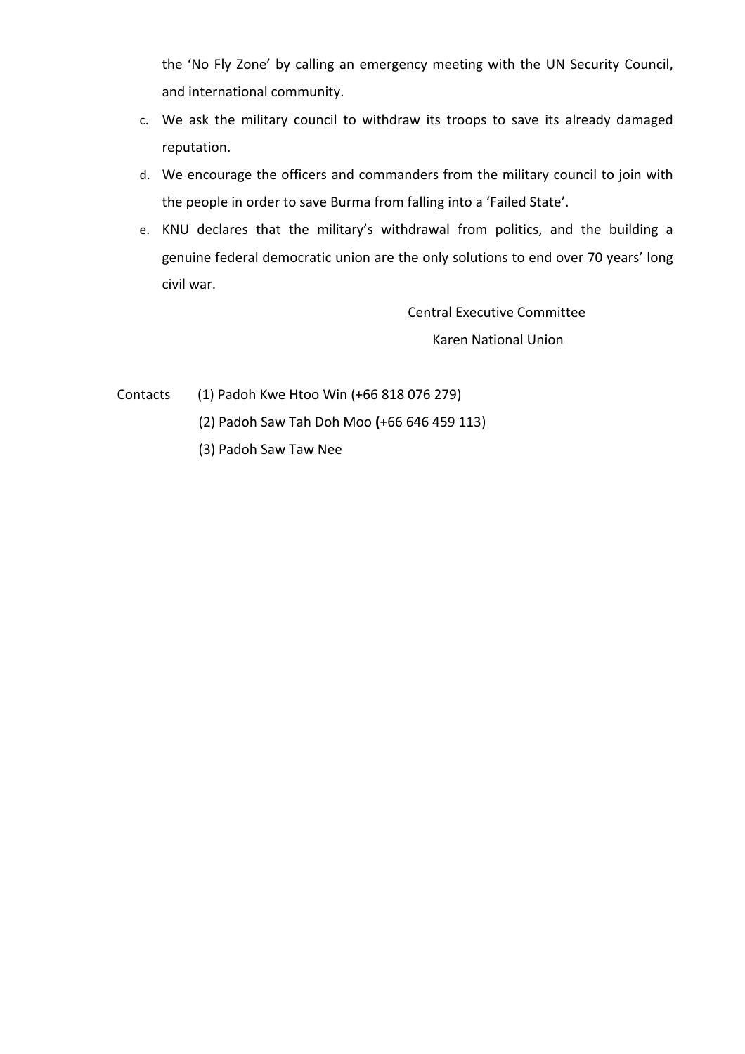the 'No Fly Zone' by calling an emergency meeting with the UN Security Council, and international community.

c. We ask the military council to withdraw its troops to save its already damaged reputation.
d. We encourage the officers and commanders from the military council to join with the people in order to save Burma from falling into a 'Failed State'.
e. KNU declares that the military's withdrawal from politics, and the building a genuine federal democratic union are the only solutions to end over 70 years' long civil war.

Central Executive Committee
Karen National Union

Contacts (1) Padoh Kwe Htoo Win (+66 818 076 279)
(2) Padoh Saw Tah Doh Moo **(**+66 646 459 113)
(3) Padoh Saw Taw Nee